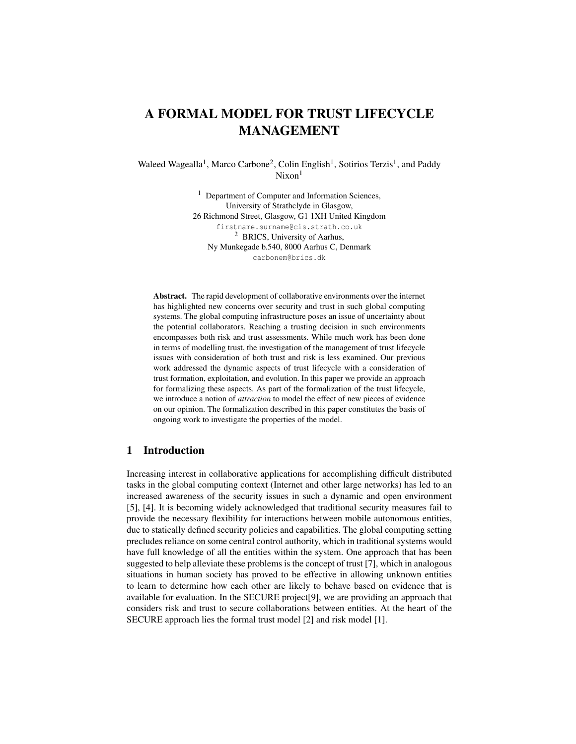// 5ce992942fa2 · page 1 of 12

# A FORMAL MODEL FOR TRUST LIFECYCLE MANAGEMENT

Waleed Wagealla[1], Marco Carbone[2], Colin English[1], Sotirios Terzis[1], and Paddy Nixon[1]

[1] Department of Computer and Information Sciences,
University of Strathclyde in Glasgow,
26 Richmond Street, Glasgow, G1 1XH United Kingdom
firstname.surname@cis.strath.co.uk

[2] BRICS, University of Aarhus,
Ny Munkegade b.540, 8000 Aarhus C, Denmark
carbonem@brics.dk

**Abstract.** The rapid development of collaborative environments over the internet has highlighted new concerns over security and trust in such global computing systems. The global computing infrastructure poses an issue of uncertainty about the potential collaborators. Reaching a trusting decision in such environments encompasses both risk and trust assessments. While much work has been done in terms of modelling trust, the investigation of the management of trust lifecycle issues with consideration of both trust and risk is less examined. Our previous work addressed the dynamic aspects of trust lifecycle with a consideration of trust formation, exploitation, and evolution. In this paper we provide an approach for formalizing these aspects. As part of the formalization of the trust lifecycle, we introduce a notion of *attraction* to model the effect of new pieces of evidence on our opinion. The formalization described in this paper constitutes the basis of ongoing work to investigate the properties of the model.

## 1 Introduction

Increasing interest in collaborative applications for accomplishing difficult distributed tasks in the global computing context (Internet and other large networks) has led to an increased awareness of the security issues in such a dynamic and open environment [5], [4]. It is becoming widely acknowledged that traditional security measures fail to provide the necessary flexibility for interactions between mobile autonomous entities, due to statically defined security policies and capabilities. The global computing setting precludes reliance on some central control authority, which in traditional systems would have full knowledge of all the entities within the system. One approach that has been suggested to help alleviate these problems is the concept of trust [7], which in analogous situations in human society has proved to be effective in allowing unknown entities to learn to determine how each other are likely to behave based on evidence that is available for evaluation. In the SECURE project[9], we are providing an approach that considers risk and trust to secure collaborations between entities. At the heart of the SECURE approach lies the formal trust model [2] and risk model [1].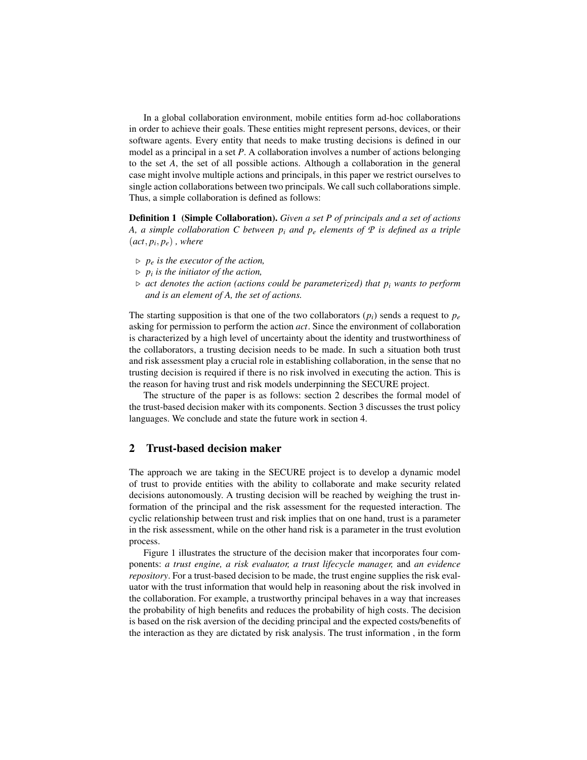In a global collaboration environment, mobile entities form ad-hoc collaborations in order to achieve their goals. These entities might represent persons, devices, or their software agents. Every entity that needs to make trusting decisions is defined in our model as a principal in a set $P$. A collaboration involves a number of actions belonging to the set $A$, the set of all possible actions. Although a collaboration in the general case might involve multiple actions and principals, in this paper we restrict ourselves to single action collaborations between two principals. We call such collaborations simple. Thus, a simple collaboration is defined as follows:

**Definition 1 (Simple Collaboration).** *Given a set $P$ of principals and a set of actions $A$, a simple collaboration $C$ between $p_i$ and $p_e$ elements of $\mathcal{P}$ is defined as a triple $(act, p_i, p_e)$ , where*

- ▷ *$p_e$ is the executor of the action,*
- ▷ *$p_i$ is the initiator of the action,*
- ▷ *$act$ denotes the action (actions could be parameterized) that $p_i$ wants to perform and is an element of $A$, the set of actions.*

The starting supposition is that one of the two collaborators ($p_i$) sends a request to $p_e$ asking for permission to perform the action $act$. Since the environment of collaboration is characterized by a high level of uncertainty about the identity and trustworthiness of the collaborators, a trusting decision needs to be made. In such a situation both trust and risk assessment play a crucial role in establishing collaboration, in the sense that no trusting decision is required if there is no risk involved in executing the action. This is the reason for having trust and risk models underpinning the SECURE project.

The structure of the paper is as follows: section 2 describes the formal model of the trust-based decision maker with its components. Section 3 discusses the trust policy languages. We conclude and state the future work in section 4.

## 2 Trust-based decision maker

The approach we are taking in the SECURE project is to develop a dynamic model of trust to provide entities with the ability to collaborate and make security related decisions autonomously. A trusting decision will be reached by weighing the trust information of the principal and the risk assessment for the requested interaction. The cyclic relationship between trust and risk implies that on one hand, trust is a parameter in the risk assessment, while on the other hand risk is a parameter in the trust evolution process.

Figure 1 illustrates the structure of the decision maker that incorporates four components: *a trust engine, a risk evaluator, a trust lifecycle manager,* and *an evidence repository*. For a trust-based decision to be made, the trust engine supplies the risk evaluator with the trust information that would help in reasoning about the risk involved in the collaboration. For example, a trustworthy principal behaves in a way that increases the probability of high benefits and reduces the probability of high costs. The decision is based on the risk aversion of the deciding principal and the expected costs/benefits of the interaction as they are dictated by risk analysis. The trust information , in the form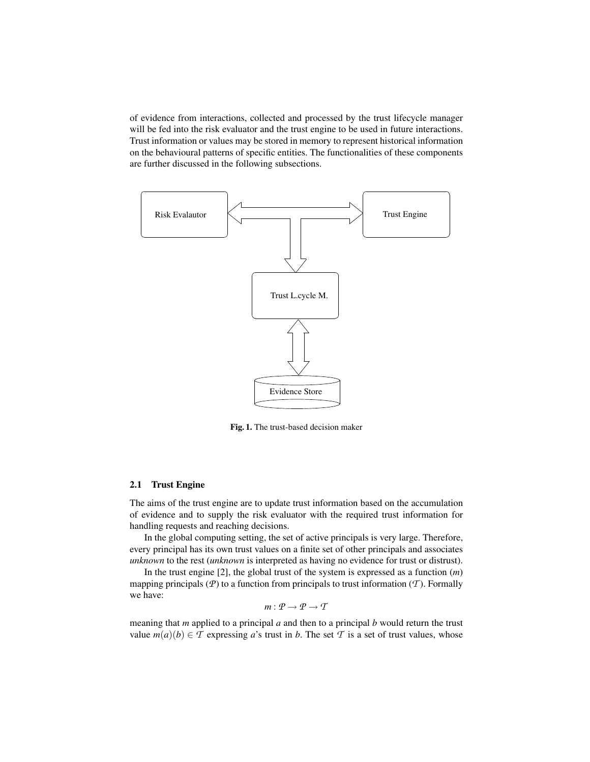of evidence from interactions, collected and processed by the trust lifecycle manager will be fed into the risk evaluator and the trust engine to be used in future interactions. Trust information or values may be stored in memory to represent historical information on the behavioural patterns of specific entities. The functionalities of these components are further discussed in the following subsections.

**Fig. 1.** The trust-based decision maker

### 2.1 Trust Engine

The aims of the trust engine are to update trust information based on the accumulation of evidence and to supply the risk evaluator with the required trust information for handling requests and reaching decisions.

In the global computing setting, the set of active principals is very large. Therefore, every principal has its own trust values on a finite set of other principals and associates *unknown* to the rest (*unknown* is interpreted as having no evidence for trust or distrust).

In the trust engine [2], the global trust of the system is expressed as a function ($m$) mapping principals ($\mathcal{P}$) to a function from principals to trust information ($\mathcal{T}$). Formally we have:

$$m : \mathcal{P} \to \mathcal{P} \to \mathcal{T}$$

meaning that $m$ applied to a principal $a$ and then to a principal $b$ would return the trust value $m(a)(b) \in \mathcal{T}$ expressing $a$'s trust in $b$. The set $\mathcal{T}$ is a set of trust values, whose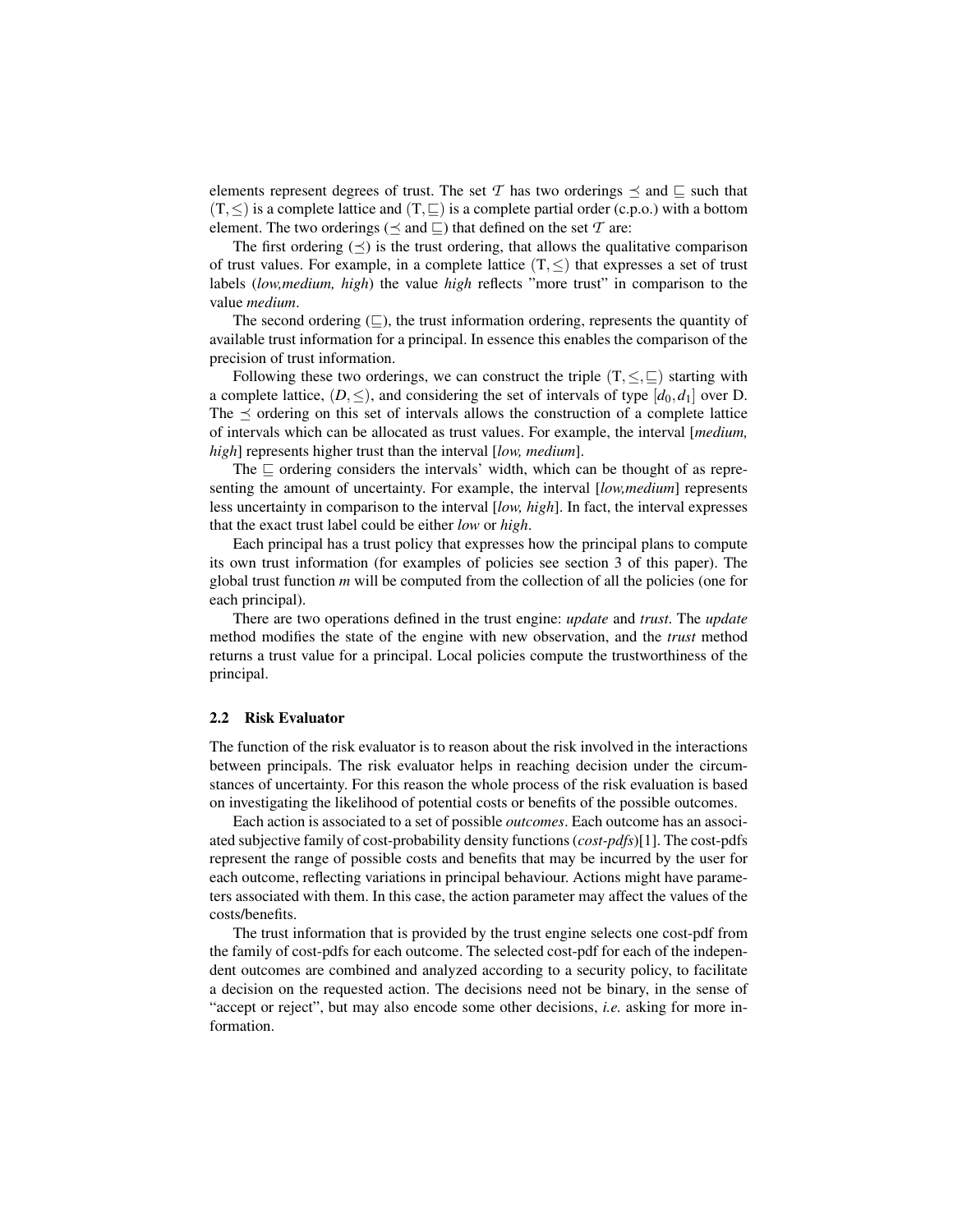elements represent degrees of trust. The set $\mathcal{T}$ has two orderings $\preceq$ and $\sqsubseteq$ such that $(\mathrm{T}, \leq)$ is a complete lattice and $(\mathrm{T}, \sqsubseteq)$ is a complete partial order (c.p.o.) with a bottom element. The two orderings ($\preceq$ and $\sqsubseteq$) that defined on the set $\mathcal{T}$ are:

The first ordering ($\preceq$) is the trust ordering, that allows the qualitative comparison of trust values. For example, in a complete lattice $(\mathrm{T}, \leq)$ that expresses a set of trust labels (*low,medium, high*) the value *high* reflects "more trust" in comparison to the value *medium*.

The second ordering ($\sqsubseteq$), the trust information ordering, represents the quantity of available trust information for a principal. In essence this enables the comparison of the precision of trust information.

Following these two orderings, we can construct the triple $(\mathrm{T}, \leq, \sqsubseteq)$ starting with a complete lattice, $(D, \leq)$, and considering the set of intervals of type $[d_0, d_1]$ over D. The $\preceq$ ordering on this set of intervals allows the construction of a complete lattice of intervals which can be allocated as trust values. For example, the interval [*medium, high*] represents higher trust than the interval [*low, medium*].

The $\sqsubseteq$ ordering considers the intervals' width, which can be thought of as representing the amount of uncertainty. For example, the interval [*low,medium*] represents less uncertainty in comparison to the interval [*low, high*]. In fact, the interval expresses that the exact trust label could be either *low* or *high*.

Each principal has a trust policy that expresses how the principal plans to compute its own trust information (for examples of policies see section 3 of this paper). The global trust function *m* will be computed from the collection of all the policies (one for each principal).

There are two operations defined in the trust engine: *update* and *trust*. The *update* method modifies the state of the engine with new observation, and the *trust* method returns a trust value for a principal. Local policies compute the trustworthiness of the principal.

### 2.2 Risk Evaluator

The function of the risk evaluator is to reason about the risk involved in the interactions between principals. The risk evaluator helps in reaching decision under the circumstances of uncertainty. For this reason the whole process of the risk evaluation is based on investigating the likelihood of potential costs or benefits of the possible outcomes.

Each action is associated to a set of possible *outcomes*. Each outcome has an associated subjective family of cost-probability density functions (*cost-pdfs*)[1]. The cost-pdfs represent the range of possible costs and benefits that may be incurred by the user for each outcome, reflecting variations in principal behaviour. Actions might have parameters associated with them. In this case, the action parameter may affect the values of the costs/benefits.

The trust information that is provided by the trust engine selects one cost-pdf from the family of cost-pdfs for each outcome. The selected cost-pdf for each of the independent outcomes are combined and analyzed according to a security policy, to facilitate a decision on the requested action. The decisions need not be binary, in the sense of "accept or reject", but may also encode some other decisions, *i.e.* asking for more information.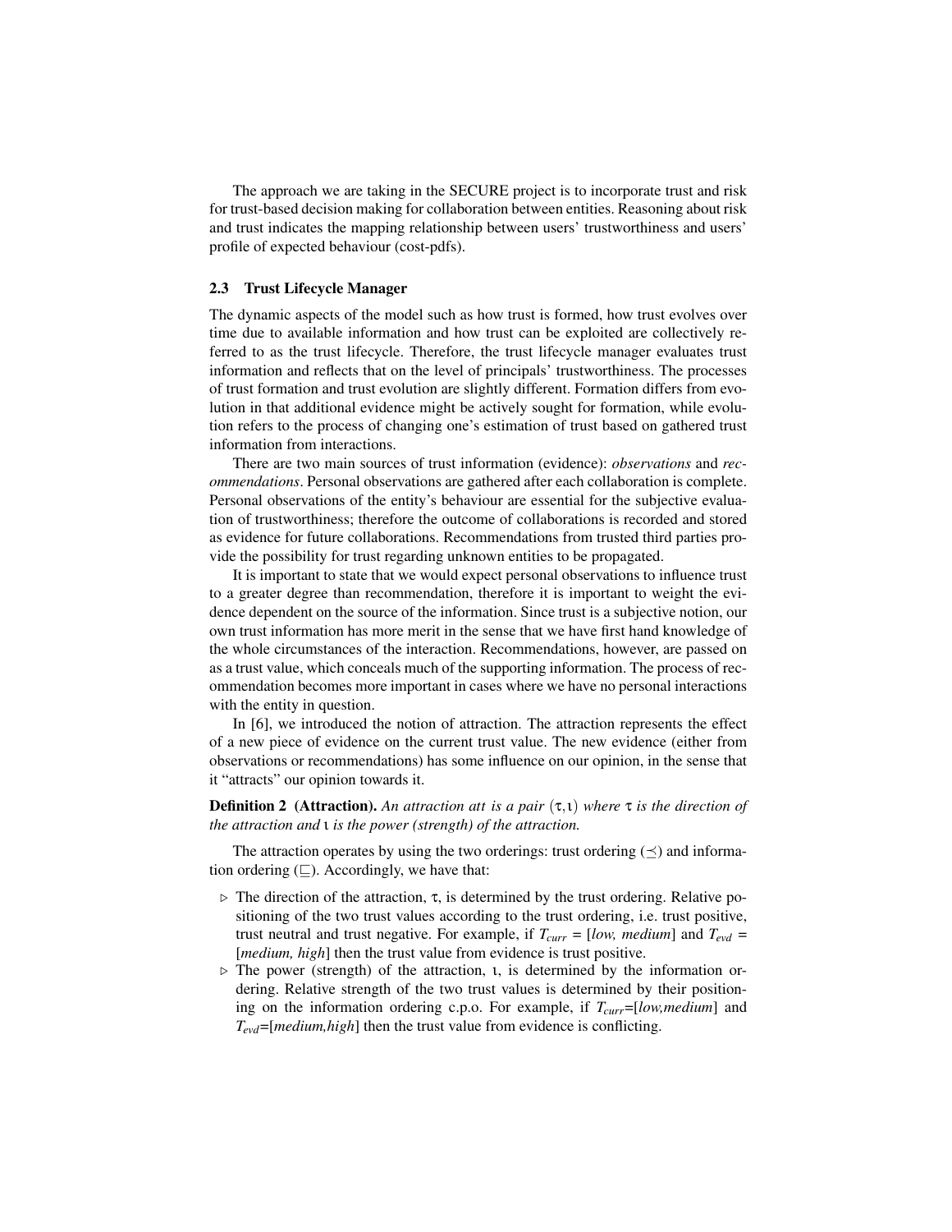The approach we are taking in the SECURE project is to incorporate trust and risk for trust-based decision making for collaboration between entities. Reasoning about risk and trust indicates the mapping relationship between users' trustworthiness and users' profile of expected behaviour (cost-pdfs).

### 2.3 Trust Lifecycle Manager

The dynamic aspects of the model such as how trust is formed, how trust evolves over time due to available information and how trust can be exploited are collectively referred to as the trust lifecycle. Therefore, the trust lifecycle manager evaluates trust information and reflects that on the level of principals' trustworthiness. The processes of trust formation and trust evolution are slightly different. Formation differs from evolution in that additional evidence might be actively sought for formation, while evolution refers to the process of changing one's estimation of trust based on gathered trust information from interactions.

There are two main sources of trust information (evidence): *observations* and *recommendations*. Personal observations are gathered after each collaboration is complete. Personal observations of the entity's behaviour are essential for the subjective evaluation of trustworthiness; therefore the outcome of collaborations is recorded and stored as evidence for future collaborations. Recommendations from trusted third parties provide the possibility for trust regarding unknown entities to be propagated.

It is important to state that we would expect personal observations to influence trust to a greater degree than recommendation, therefore it is important to weight the evidence dependent on the source of the information. Since trust is a subjective notion, our own trust information has more merit in the sense that we have first hand knowledge of the whole circumstances of the interaction. Recommendations, however, are passed on as a trust value, which conceals much of the supporting information. The process of recommendation becomes more important in cases where we have no personal interactions with the entity in question.

In [6], we introduced the notion of attraction. The attraction represents the effect of a new piece of evidence on the current trust value. The new evidence (either from observations or recommendations) has some influence on our opinion, in the sense that it "attracts" our opinion towards it.

**Definition 2 (Attraction).** *An attraction att is a pair* $(\tau, \iota)$ *where* $\tau$ *is the direction of the attraction and* $\iota$ *is the power (strength) of the attraction.*

The attraction operates by using the two orderings: trust ordering ($\preceq$) and information ordering ($\sqsubseteq$). Accordingly, we have that:

- ▷ The direction of the attraction, $\tau$, is determined by the trust ordering. Relative positioning of the two trust values according to the trust ordering, i.e. trust positive, trust neutral and trust negative. For example, if $T_{curr}$ = [*low, medium*] and $T_{evd}$ = [*medium, high*] then the trust value from evidence is trust positive.
- ▷ The power (strength) of the attraction, $\iota$, is determined by the information ordering. Relative strength of the two trust values is determined by their positioning on the information ordering c.p.o. For example, if $T_{curr}$=[*low,medium*] and $T_{evd}$=[*medium,high*] then the trust value from evidence is conflicting.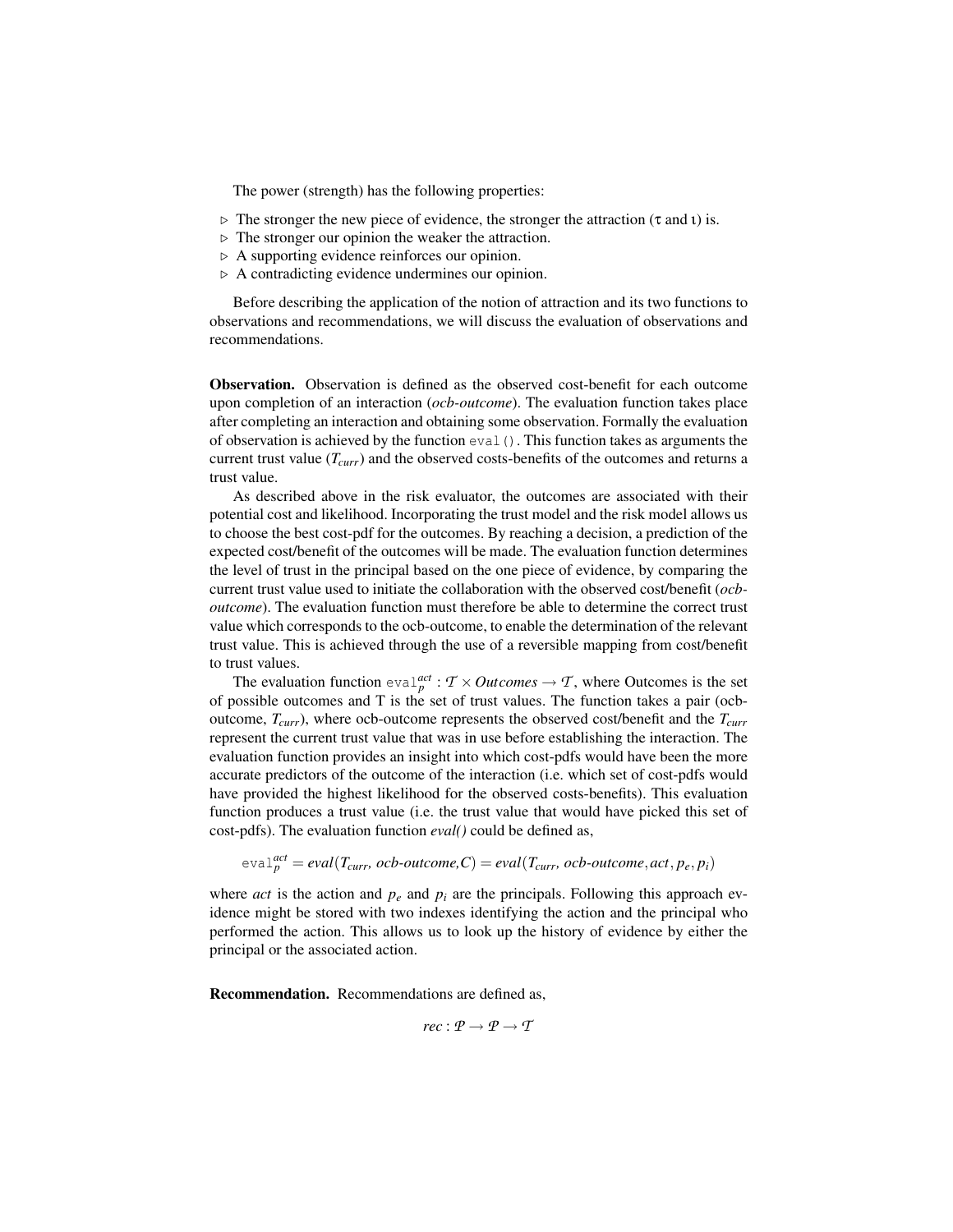The power (strength) has the following properties:

▷ The stronger the new piece of evidence, the stronger the attraction ($\tau$ and $\iota$) is.
▷ The stronger our opinion the weaker the attraction.
▷ A supporting evidence reinforces our opinion.
▷ A contradicting evidence undermines our opinion.

Before describing the application of the notion of attraction and its two functions to observations and recommendations, we will discuss the evaluation of observations and recommendations.

**Observation.** Observation is defined as the observed cost-benefit for each outcome upon completion of an interaction (*ocb-outcome*). The evaluation function takes place after completing an interaction and obtaining some observation. Formally the evaluation of observation is achieved by the function `eval()`. This function takes as arguments the current trust value ($T_{curr}$) and the observed costs-benefits of the outcomes and returns a trust value.

As described above in the risk evaluator, the outcomes are associated with their potential cost and likelihood. Incorporating the trust model and the risk model allows us to choose the best cost-pdf for the outcomes. By reaching a decision, a prediction of the expected cost/benefit of the outcomes will be made. The evaluation function determines the level of trust in the principal based on the one piece of evidence, by comparing the current trust value used to initiate the collaboration with the observed cost/benefit (*ocb-outcome*). The evaluation function must therefore be able to determine the correct trust value which corresponds to the ocb-outcome, to enable the determination of the relevant trust value. This is achieved through the use of a reversible mapping from cost/benefit to trust values.

The evaluation function $\texttt{eval}_p^{act} : \mathcal{T} \times Outcomes \rightarrow \mathcal{T}$, where Outcomes is the set of possible outcomes and T is the set of trust values. The function takes a pair (ocb-outcome, $T_{curr}$), where ocb-outcome represents the observed cost/benefit and the $T_{curr}$ represent the current trust value that was in use before establishing the interaction. The evaluation function provides an insight into which cost-pdfs would have been the more accurate predictors of the outcome of the interaction (i.e. which set of cost-pdfs would have provided the highest likelihood for the observed costs-benefits). This evaluation function produces a trust value (i.e. the trust value that would have picked this set of cost-pdfs). The evaluation function *eval()* could be defined as,

$$\texttt{eval}_p^{act} = eval(T_{curr},\ ocb\text{-}outcome, C) = eval(T_{curr},\ ocb\text{-}outcome, act, p_e, p_i)$$

where *act* is the action and $p_e$ and $p_i$ are the principals. Following this approach evidence might be stored with two indexes identifying the action and the principal who performed the action. This allows us to look up the history of evidence by either the principal or the associated action.

**Recommendation.** Recommendations are defined as,

$$rec : \mathcal{P} \rightarrow \mathcal{P} \rightarrow \mathcal{T}$$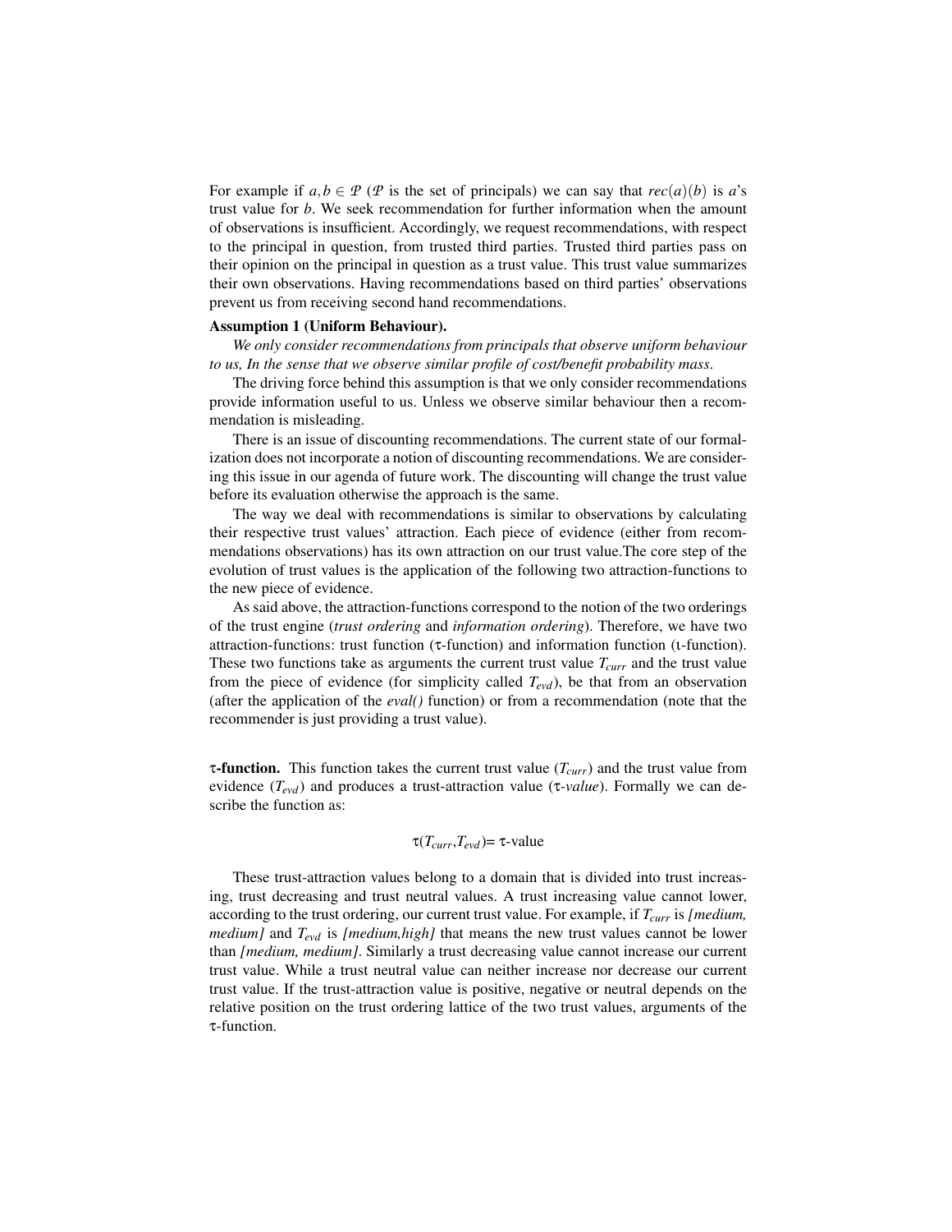For example if $a, b \in \mathcal{P}$ ($\mathcal{P}$ is the set of principals) we can say that $rec(a)(b)$ is $a$'s trust value for $b$. We seek recommendation for further information when the amount of observations is insufficient. Accordingly, we request recommendations, with respect to the principal in question, from trusted third parties. Trusted third parties pass on their opinion on the principal in question as a trust value. This trust value summarizes their own observations. Having recommendations based on third parties' observations prevent us from receiving second hand recommendations.

**Assumption 1 (Uniform Behaviour).**

*We only consider recommendations from principals that observe uniform behaviour to us, In the sense that we observe similar profile of cost/benefit probability mass.*

The driving force behind this assumption is that we only consider recommendations provide information useful to us. Unless we observe similar behaviour then a recommendation is misleading.

There is an issue of discounting recommendations. The current state of our formalization does not incorporate a notion of discounting recommendations. We are considering this issue in our agenda of future work. The discounting will change the trust value before its evaluation otherwise the approach is the same.

The way we deal with recommendations is similar to observations by calculating their respective trust values' attraction. Each piece of evidence (either from recommendations observations) has its own attraction on our trust value.The core step of the evolution of trust values is the application of the following two attraction-functions to the new piece of evidence.

As said above, the attraction-functions correspond to the notion of the two orderings of the trust engine (*trust ordering* and *information ordering*). Therefore, we have two attraction-functions: trust function ($\tau$-function) and information function ($\iota$-function). These two functions take as arguments the current trust value $T_{curr}$ and the trust value from the piece of evidence (for simplicity called $T_{evd}$), be that from an observation (after the application of the *eval()* function) or from a recommendation (note that the recommender is just providing a trust value).

**$\tau$-function.** This function takes the current trust value ($T_{curr}$) and the trust value from evidence ($T_{evd}$) and produces a trust-attraction value ($\tau$-*value*). Formally we can describe the function as:

$$\tau(T_{curr}, T_{evd}) = \tau\text{-value}$$

These trust-attraction values belong to a domain that is divided into trust increasing, trust decreasing and trust neutral values. A trust increasing value cannot lower, according to the trust ordering, our current trust value. For example, if $T_{curr}$ is *[medium, medium]* and $T_{evd}$ is *[medium,high]* that means the new trust values cannot be lower than *[medium, medium]*. Similarly a trust decreasing value cannot increase our current trust value. While a trust neutral value can neither increase nor decrease our current trust value. If the trust-attraction value is positive, negative or neutral depends on the relative position on the trust ordering lattice of the two trust values, arguments of the $\tau$-function.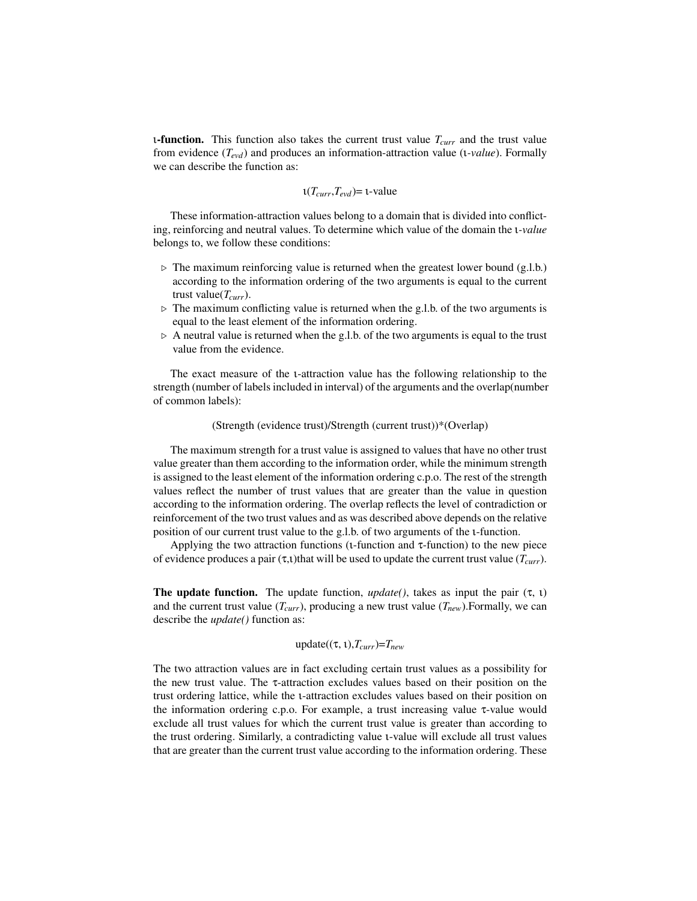**ι-function.** This function also takes the current trust value $T_{curr}$ and the trust value from evidence ($T_{evd}$) and produces an information-attraction value (ι-*value*). Formally we can describe the function as:

$$\iota(T_{curr},T_{evd}) = \iota\text{-value}$$

These information-attraction values belong to a domain that is divided into conflicting, reinforcing and neutral values. To determine which value of the domain the ι-*value* belongs to, we follow these conditions:

- ▷ The maximum reinforcing value is returned when the greatest lower bound (g.l.b.) according to the information ordering of the two arguments is equal to the current trust value($T_{curr}$).
- ▷ The maximum conflicting value is returned when the g.l.b. of the two arguments is equal to the least element of the information ordering.
- ▷ A neutral value is returned when the g.l.b. of the two arguments is equal to the trust value from the evidence.

The exact measure of the ι-attraction value has the following relationship to the strength (number of labels included in interval) of the arguments and the overlap(number of common labels):

(Strength (evidence trust)/Strength (current trust))*(Overlap)

The maximum strength for a trust value is assigned to values that have no other trust value greater than them according to the information order, while the minimum strength is assigned to the least element of the information ordering c.p.o. The rest of the strength values reflect the number of trust values that are greater than the value in question according to the information ordering. The overlap reflects the level of contradiction or reinforcement of the two trust values and as was described above depends on the relative position of our current trust value to the g.l.b. of two arguments of the ι-function.

Applying the two attraction functions (ι-function and τ-function) to the new piece of evidence produces a pair (τ,ι)that will be used to update the current trust value ($T_{curr}$).

**The update function.** The update function, *update()*, takes as input the pair (τ, ι) and the current trust value ($T_{curr}$), producing a new trust value ($T_{new}$).Formally, we can describe the *update()* function as:

$$\text{update}((\tau,\iota),T_{curr}) = T_{new}$$

The two attraction values are in fact excluding certain trust values as a possibility for the new trust value. The τ-attraction excludes values based on their position on the trust ordering lattice, while the ι-attraction excludes values based on their position on the information ordering c.p.o. For example, a trust increasing value τ-value would exclude all trust values for which the current trust value is greater than according to the trust ordering. Similarly, a contradicting value ι-value will exclude all trust values that are greater than the current trust value according to the information ordering. These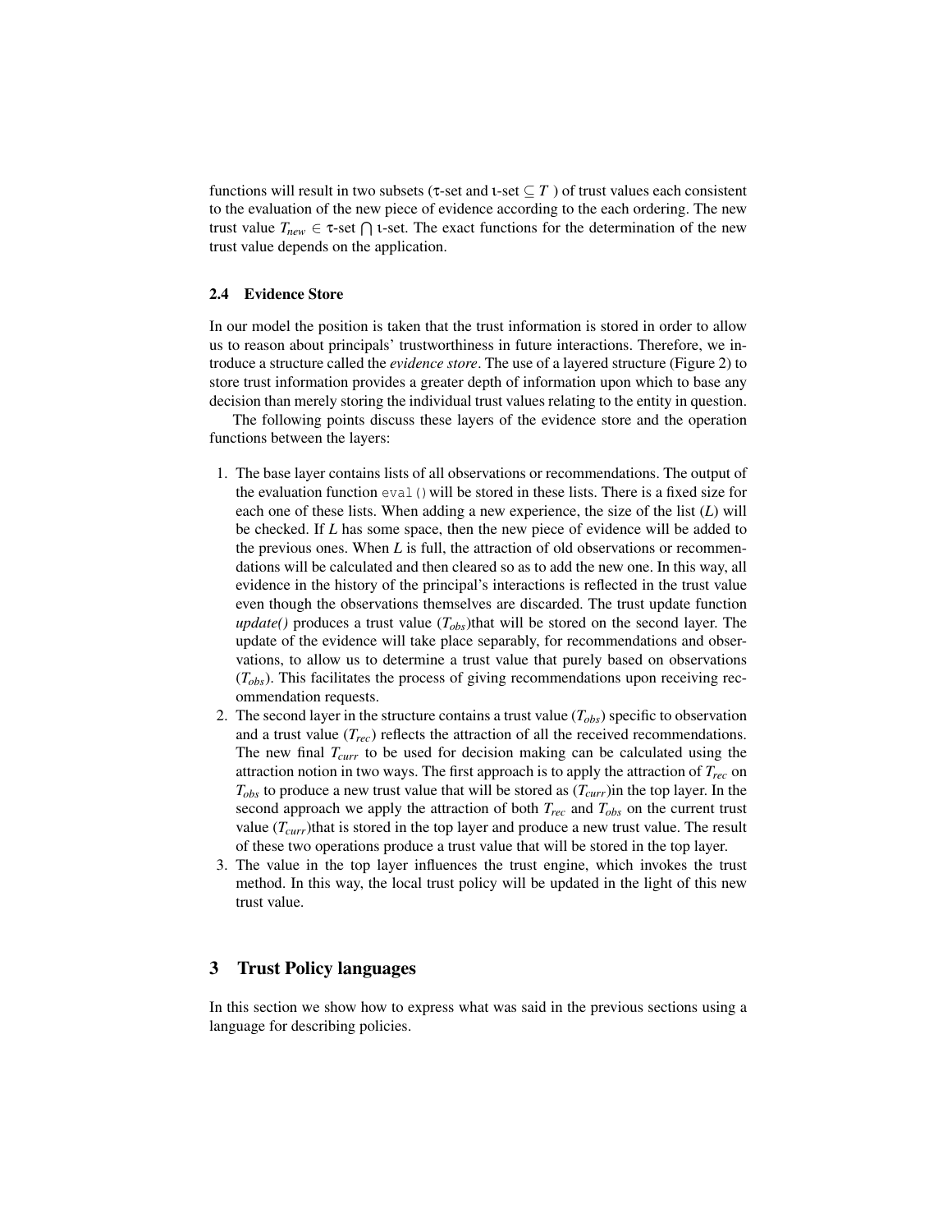functions will result in two subsets ($\tau$-set and $\iota$-set $\subseteq T$ ) of trust values each consistent to the evaluation of the new piece of evidence according to the each ordering. The new trust value $T_{new} \in \tau$-set $\bigcap$ $\iota$-set. The exact functions for the determination of the new trust value depends on the application.

### 2.4 Evidence Store

In our model the position is taken that the trust information is stored in order to allow us to reason about principals' trustworthiness in future interactions. Therefore, we introduce a structure called the *evidence store*. The use of a layered structure (Figure 2) to store trust information provides a greater depth of information upon which to base any decision than merely storing the individual trust values relating to the entity in question.

The following points discuss these layers of the evidence store and the operation functions between the layers:

1. The base layer contains lists of all observations or recommendations. The output of the evaluation function `eval()` will be stored in these lists. There is a fixed size for each one of these lists. When adding a new experience, the size of the list ($L$) will be checked. If $L$ has some space, then the new piece of evidence will be added to the previous ones. When $L$ is full, the attraction of old observations or recommendations will be calculated and then cleared so as to add the new one. In this way, all evidence in the history of the principal's interactions is reflected in the trust value even though the observations themselves are discarded. The trust update function *update()* produces a trust value ($T_{obs}$)that will be stored on the second layer. The update of the evidence will take place separably, for recommendations and observations, to allow us to determine a trust value that purely based on observations ($T_{obs}$). This facilitates the process of giving recommendations upon receiving recommendation requests.
2. The second layer in the structure contains a trust value ($T_{obs}$) specific to observation and a trust value ($T_{rec}$) reflects the attraction of all the received recommendations. The new final $T_{curr}$ to be used for decision making can be calculated using the attraction notion in two ways. The first approach is to apply the attraction of $T_{rec}$ on $T_{obs}$ to produce a new trust value that will be stored as ($T_{curr}$)in the top layer. In the second approach we apply the attraction of both $T_{rec}$ and $T_{obs}$ on the current trust value ($T_{curr}$)that is stored in the top layer and produce a new trust value. The result of these two operations produce a trust value that will be stored in the top layer.
3. The value in the top layer influences the trust engine, which invokes the trust method. In this way, the local trust policy will be updated in the light of this new trust value.

## 3 Trust Policy languages

In this section we show how to express what was said in the previous sections using a language for describing policies.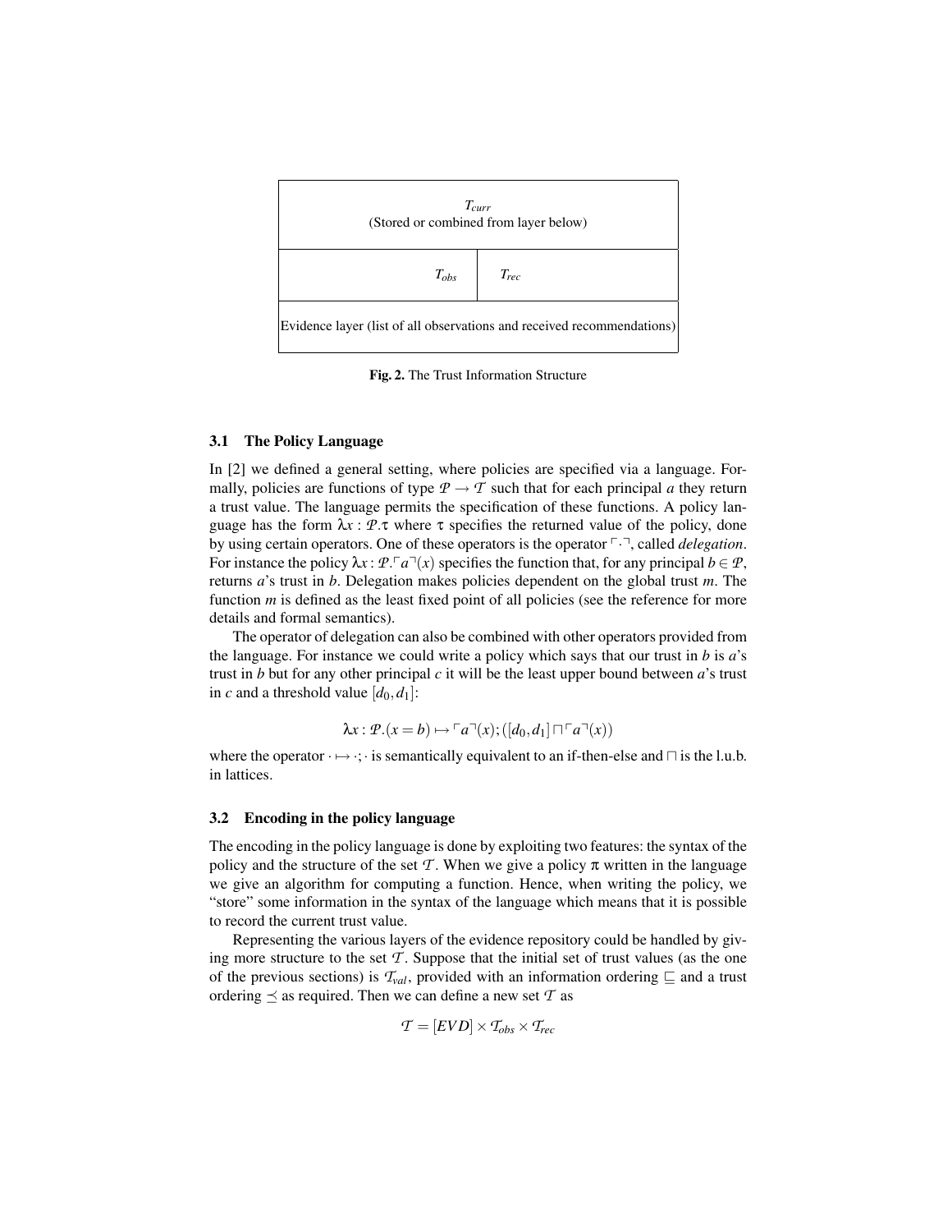| $T_{curr}$ (Stored or combined from layer below) | |
|---|---|
| $T_{obs}$ | $T_{rec}$ |
| Evidence layer (list of all observations and received recommendations) | |

**Fig. 2.** The Trust Information Structure

### 3.1 The Policy Language

In [2] we defined a general setting, where policies are specified via a language. Formally, policies are functions of type $\mathcal{P} \to \mathcal{T}$ such that for each principal $a$ they return a trust value. The language permits the specification of these functions. A policy language has the form $\lambda x : \mathcal{P}.\tau$ where $\tau$ specifies the returned value of the policy, done by using certain operators. One of these operators is the operator $\ulcorner \cdot \urcorner$, called *delegation*. For instance the policy $\lambda x : \mathcal{P}.\ulcorner a \urcorner(x)$ specifies the function that, for any principal $b \in \mathcal{P}$, returns $a$'s trust in $b$. Delegation makes policies dependent on the global trust $m$. The function $m$ is defined as the least fixed point of all policies (see the reference for more details and formal semantics).

The operator of delegation can also be combined with other operators provided from the language. For instance we could write a policy which says that our trust in $b$ is $a$'s trust in $b$ but for any other principal $c$ it will be the least upper bound between $a$'s trust in $c$ and a threshold value $[d_0, d_1]$:

$$\lambda x : \mathcal{P}.(x = b) \mapsto \ulcorner a \urcorner(x); ([d_0, d_1] \sqcap \ulcorner a \urcorner(x))$$

where the operator $\cdot \mapsto \cdot ; \cdot$ is semantically equivalent to an if-then-else and $\sqcap$ is the l.u.b. in lattices.

### 3.2 Encoding in the policy language

The encoding in the policy language is done by exploiting two features: the syntax of the policy and the structure of the set $\mathcal{T}$. When we give a policy $\pi$ written in the language we give an algorithm for computing a function. Hence, when writing the policy, we "store" some information in the syntax of the language which means that it is possible to record the current trust value.

Representing the various layers of the evidence repository could be handled by giving more structure to the set $\mathcal{T}$. Suppose that the initial set of trust values (as the one of the previous sections) is $\mathcal{T}_{val}$, provided with an information ordering $\sqsubseteq$ and a trust ordering $\preceq$ as required. Then we can define a new set $\mathcal{T}$ as

$$\mathcal{T} = [EVD] \times \mathcal{T}_{obs} \times \mathcal{T}_{rec}$$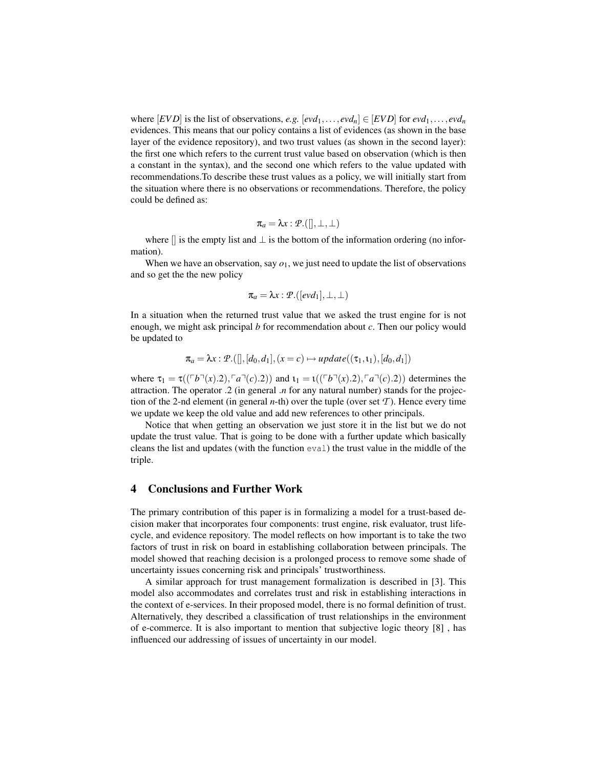where $[EVD]$ is the list of observations, *e.g.* $[evd_1, \ldots, evd_n] \in [EVD]$ for $evd_1, \ldots, evd_n$ evidences. This means that our policy contains a list of evidences (as shown in the base layer of the evidence repository), and two trust values (as shown in the second layer): the first one which refers to the current trust value based on observation (which is then a constant in the syntax), and the second one which refers to the value updated with recommendations.To describe these trust values as a policy, we will initially start from the situation where there is no observations or recommendations. Therefore, the policy could be defined as:

$$\pi_a = \lambda x : \mathcal{P}.([], \perp, \perp)$$

where $[]$ is the empty list and $\perp$ is the bottom of the information ordering (no information).

When we have an observation, say $o_1$, we just need to update the list of observations and so get the the new policy

$$\pi_a = \lambda x : \mathcal{P}.([evd_1], \perp, \perp)$$

In a situation when the returned trust value that we asked the trust engine for is not enough, we might ask principal $b$ for recommendation about $c$. Then our policy would be updated to

$$\pi_a = \lambda x : \mathcal{P}.([], [d_0, d_1], (x = c) \mapsto update((\tau_1, \iota_1), [d_0, d_1])$$

where $\tau_1 = \tau((\ulcorner b \urcorner(x).2), \ulcorner a \urcorner(c).2))$ and $\iota_1 = \iota((\ulcorner b \urcorner(x).2), \ulcorner a \urcorner(c).2))$ determines the attraction. The operator $.2$ (in general $.n$ for any natural number) stands for the projection of the 2-nd element (in general $n$-th) over the tuple (over set $\mathcal{T}$). Hence every time we update we keep the old value and add new references to other principals.

Notice that when getting an observation we just store it in the list but we do not update the trust value. That is going to be done with a further update which basically cleans the list and updates (with the function `eval`) the trust value in the middle of the triple.

## 4 Conclusions and Further Work

The primary contribution of this paper is in formalizing a model for a trust-based decision maker that incorporates four components: trust engine, risk evaluator, trust lifecycle, and evidence repository. The model reflects on how important is to take the two factors of trust in risk on board in establishing collaboration between principals. The model showed that reaching decision is a prolonged process to remove some shade of uncertainty issues concerning risk and principals' trustworthiness.

A similar approach for trust management formalization is described in [3]. This model also accommodates and correlates trust and risk in establishing interactions in the context of e-services. In their proposed model, there is no formal definition of trust. Alternatively, they described a classification of trust relationships in the environment of e-commerce. It is also important to mention that subjective logic theory [8] , has influenced our addressing of issues of uncertainty in our model.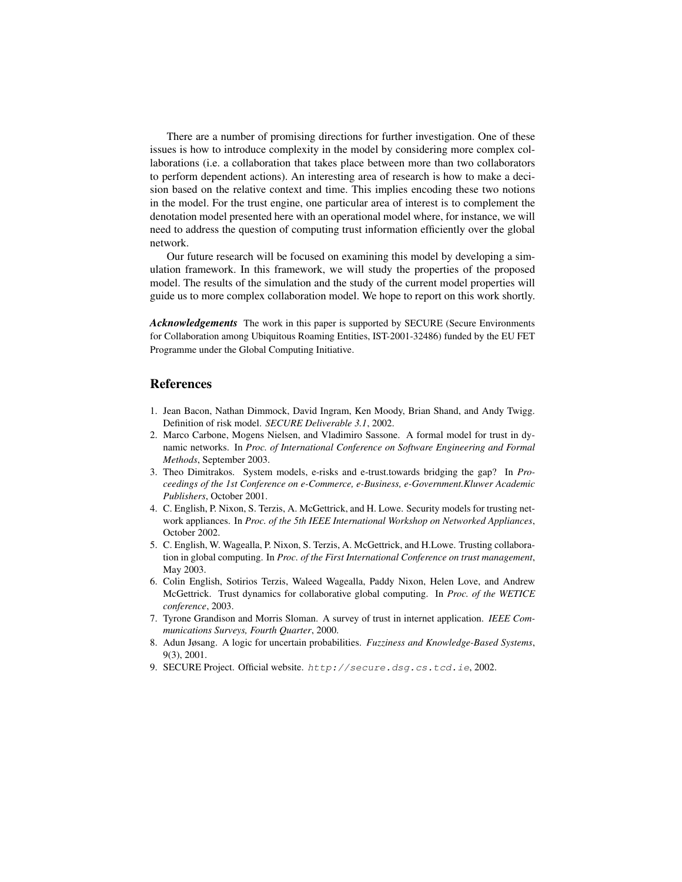There are a number of promising directions for further investigation. One of these issues is how to introduce complexity in the model by considering more complex collaborations (i.e. a collaboration that takes place between more than two collaborators to perform dependent actions). An interesting area of research is how to make a decision based on the relative context and time. This implies encoding these two notions in the model. For the trust engine, one particular area of interest is to complement the denotation model presented here with an operational model where, for instance, we will need to address the question of computing trust information efficiently over the global network.

Our future research will be focused on examining this model by developing a simulation framework. In this framework, we will study the properties of the proposed model. The results of the simulation and the study of the current model properties will guide us to more complex collaboration model. We hope to report on this work shortly.

***Acknowledgements*** The work in this paper is supported by SECURE (Secure Environments for Collaboration among Ubiquitous Roaming Entities, IST-2001-32486) funded by the EU FET Programme under the Global Computing Initiative.

## References

1. Jean Bacon, Nathan Dimmock, David Ingram, Ken Moody, Brian Shand, and Andy Twigg. Definition of risk model. *SECURE Deliverable 3.1*, 2002.
2. Marco Carbone, Mogens Nielsen, and Vladimiro Sassone. A formal model for trust in dynamic networks. In *Proc. of International Conference on Software Engineering and Formal Methods*, September 2003.
3. Theo Dimitrakos. System models, e-risks and e-trust.towards bridging the gap? In *Proceedings of the 1st Conference on e-Commerce, e-Business, e-Government.Kluwer Academic Publishers*, October 2001.
4. C. English, P. Nixon, S. Terzis, A. McGettrick, and H. Lowe. Security models for trusting network appliances. In *Proc. of the 5th IEEE International Workshop on Networked Appliances*, October 2002.
5. C. English, W. Wagealla, P. Nixon, S. Terzis, A. McGettrick, and H.Lowe. Trusting collaboration in global computing. In *Proc. of the First International Conference on trust management*, May 2003.
6. Colin English, Sotirios Terzis, Waleed Wagealla, Paddy Nixon, Helen Love, and Andrew McGettrick. Trust dynamics for collaborative global computing. In *Proc. of the WETICE conference*, 2003.
7. Tyrone Grandison and Morris Sloman. A survey of trust in internet application. *IEEE Communications Surveys, Fourth Quarter*, 2000.
8. Adun Jøsang. A logic for uncertain probabilities. *Fuzziness and Knowledge-Based Systems*, 9(3), 2001.
9. SECURE Project. Official website. `http://secure.dsg.cs.tcd.ie`, 2002.